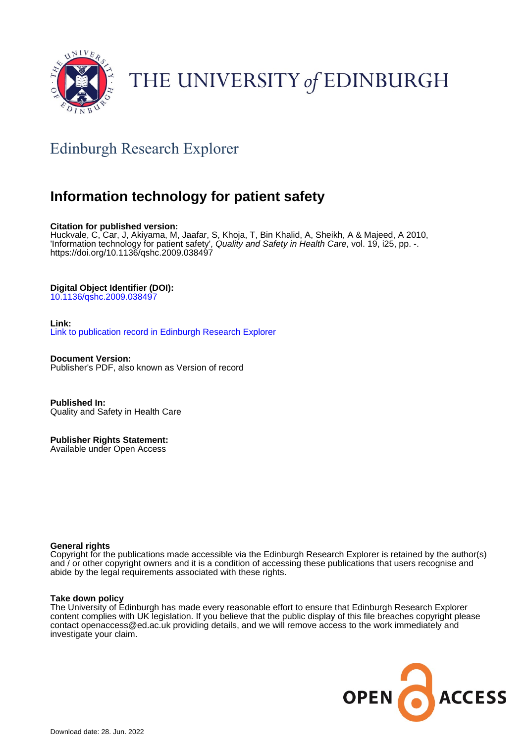THE UNIVERSITY *of* EDINBURGH

## Edinburgh Research Explorer

# Information technology for patient safety

**Citation for published version:**
Huckvale, C, Car, J, Akiyama, M, Jaafar, S, Khoja, T, Bin Khalid, A, Sheikh, A & Majeed, A 2010, 'Information technology for patient safety', *Quality and Safety in Health Care*, vol. 19, i25, pp. -. https://doi.org/10.1136/qshc.2009.038497

**Digital Object Identifier (DOI):**
10.1136/qshc.2009.038497

**Link:**
Link to publication record in Edinburgh Research Explorer

**Document Version:**
Publisher's PDF, also known as Version of record

**Published In:**
Quality and Safety in Health Care

**Publisher Rights Statement:**
Available under Open Access

**General rights**
Copyright for the publications made accessible via the Edinburgh Research Explorer is retained by the author(s) and / or other copyright owners and it is a condition of accessing these publications that users recognise and abide by the legal requirements associated with these rights.

**Take down policy**
The University of Edinburgh has made every reasonable effort to ensure that Edinburgh Research Explorer content complies with UK legislation. If you believe that the public display of this file breaches copyright please contact openaccess@ed.ac.uk providing details, and we will remove access to the work immediately and investigate your claim.

OPEN ACCESS

Download date: 28. Jun. 2022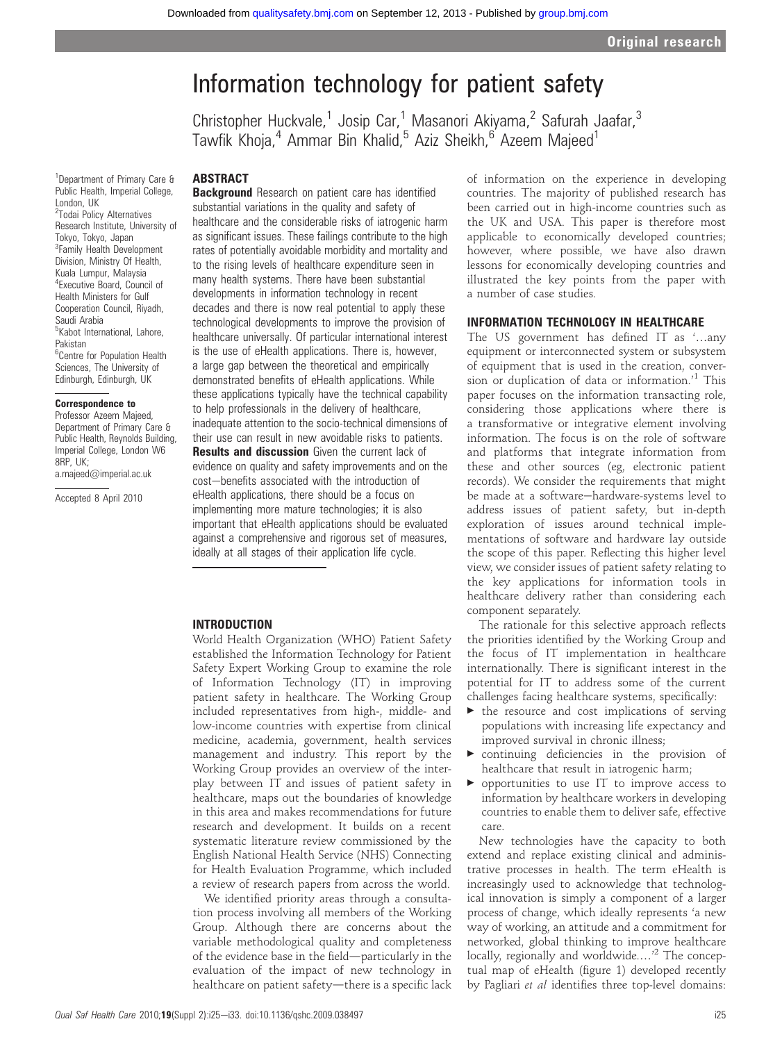# Information technology for patient safety

Christopher Huckvale,[1] Josip Car,[1] Masanori Akiyama,[2] Safurah Jaafar,[3] Tawfik Khoja,[4] Ammar Bin Khalid,[5] Aziz Sheikh,[6] Azeem Majeed[1]

[1]Department of Primary Care & Public Health, Imperial College, London, UK
[2]Todai Policy Alternatives Research Institute, University of Tokyo, Tokyo, Japan
[3]Family Health Development Division, Ministry Of Health, Kuala Lumpur, Malaysia
[4]Executive Board, Council of Health Ministers for Gulf Cooperation Council, Riyadh, Saudi Arabia
[5]Kabot International, Lahore, Pakistan
[6]Centre for Population Health Sciences, The University of Edinburgh, Edinburgh, UK

**Correspondence to**
Professor Azeem Majeed, Department of Primary Care & Public Health, Reynolds Building, Imperial College, London W6 8RP, UK; a.majeed@imperial.ac.uk

Accepted 8 April 2010

## ABSTRACT

**Background** Research on patient care has identified substantial variations in the quality and safety of healthcare and the considerable risks of iatrogenic harm as significant issues. These failings contribute to the high rates of potentially avoidable morbidity and mortality and to the rising levels of healthcare expenditure seen in many health systems. There have been substantial developments in information technology in recent decades and there is now real potential to apply these technological developments to improve the provision of healthcare universally. Of particular international interest is the use of eHealth applications. There is, however, a large gap between the theoretical and empirically demonstrated benefits of eHealth applications. While these applications typically have the technical capability to help professionals in the delivery of healthcare, inadequate attention to the socio-technical dimensions of their use can result in new avoidable risks to patients.

**Results and discussion** Given the current lack of evidence on quality and safety improvements and on the cost—benefits associated with the introduction of eHealth applications, there should be a focus on implementing more mature technologies; it is also important that eHealth applications should be evaluated against a comprehensive and rigorous set of measures, ideally at all stages of their application life cycle.

## INTRODUCTION

World Health Organization (WHO) Patient Safety established the Information Technology for Patient Safety Expert Working Group to examine the role of Information Technology (IT) in improving patient safety in healthcare. The Working Group included representatives from high-, middle- and low-income countries with expertise from clinical medicine, academia, government, health services management and industry. This report by the Working Group provides an overview of the interplay between IT and issues of patient safety in healthcare, maps out the boundaries of knowledge in this area and makes recommendations for future research and development. It builds on a recent systematic literature review commissioned by the English National Health Service (NHS) Connecting for Health Evaluation Programme, which included a review of research papers from across the world.

We identified priority areas through a consultation process involving all members of the Working Group. Although there are concerns about the variable methodological quality and completeness of the evidence base in the field—particularly in the evaluation of the impact of new technology in healthcare on patient safety—there is a specific lack of information on the experience in developing countries. The majority of published research has been carried out in high-income countries such as the UK and USA. This paper is therefore most applicable to economically developed countries; however, where possible, we have also drawn lessons for economically developing countries and illustrated the key points from the paper with a number of case studies.

## INFORMATION TECHNOLOGY IN HEALTHCARE

The US government has defined IT as '...any equipment or interconnected system or subsystem of equipment that is used in the creation, conversion or duplication of data or information.'[1] This paper focuses on the information transacting role, considering those applications where there is a transformative or integrative element involving information. The focus is on the role of software and platforms that integrate information from these and other sources (eg, electronic patient records). We consider the requirements that might be made at a software—hardware-systems level to address issues of patient safety, but in-depth exploration of issues around technical implementations of software and hardware lay outside the scope of this paper. Reflecting this higher level view, we consider issues of patient safety relating to the key applications for information tools in healthcare delivery rather than considering each component separately.

The rationale for this selective approach reflects the priorities identified by the Working Group and the focus of IT implementation in healthcare internationally. There is significant interest in the potential for IT to address some of the current challenges facing healthcare systems, specifically:

- the resource and cost implications of serving populations with increasing life expectancy and improved survival in chronic illness;
- continuing deficiencies in the provision of healthcare that result in iatrogenic harm;
- opportunities to use IT to improve access to information by healthcare workers in developing countries to enable them to deliver safe, effective care.

New technologies have the capacity to both extend and replace existing clinical and administrative processes in health. The term eHealth is increasingly used to acknowledge that technological innovation is simply a component of a larger process of change, which ideally represents 'a new way of working, an attitude and a commitment for networked, global thinking to improve healthcare locally, regionally and worldwide....'[2] The conceptual map of eHealth (figure 1) developed recently by Pagliari *et al* identifies three top-level domains: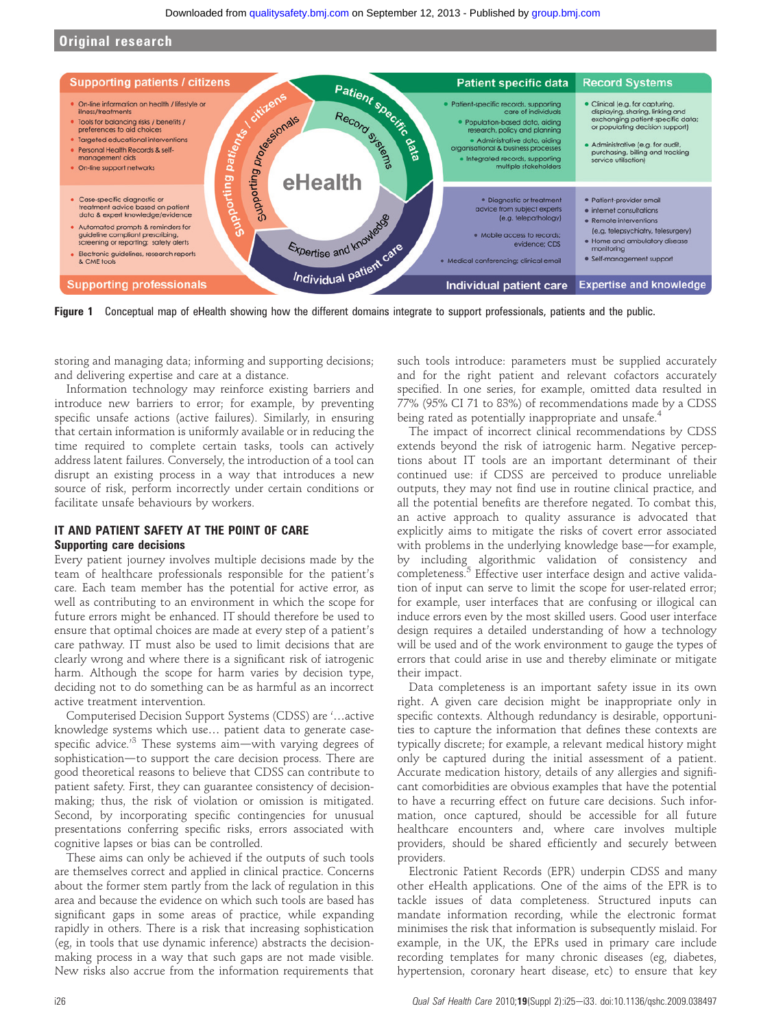**Figure 1** Conceptual map of eHealth showing how the different domains integrate to support professionals, patients and the public.

storing and managing data; informing and supporting decisions; and delivering expertise and care at a distance.

Information technology may reinforce existing barriers and introduce new barriers to error; for example, by preventing specific unsafe actions (active failures). Similarly, in ensuring that certain information is uniformly available or in reducing the time required to complete certain tasks, tools can actively address latent failures. Conversely, the introduction of a tool can disrupt an existing process in a way that introduces a new source of risk, perform incorrectly under certain conditions or facilitate unsafe behaviours by workers.

## IT AND PATIENT SAFETY AT THE POINT OF CARE

### Supporting care decisions

Every patient journey involves multiple decisions made by the team of healthcare professionals responsible for the patient's care. Each team member has the potential for active error, as well as contributing to an environment in which the scope for future errors might be enhanced. IT should therefore be used to ensure that optimal choices are made at every step of a patient's care pathway. IT must also be used to limit decisions that are clearly wrong and where there is a significant risk of iatrogenic harm. Although the scope for harm varies by decision type, deciding not to do something can be as harmful as an incorrect active treatment intervention.

Computerised Decision Support Systems (CDSS) are '…active knowledge systems which use… patient data to generate case-specific advice.'[3] These systems aim—with varying degrees of sophistication—to support the care decision process. There are good theoretical reasons to believe that CDSS can contribute to patient safety. First, they can guarantee consistency of decision-making; thus, the risk of violation or omission is mitigated. Second, by incorporating specific contingencies for unusual presentations conferring specific risks, errors associated with cognitive lapses or bias can be controlled.

These aims can only be achieved if the outputs of such tools are themselves correct and applied in clinical practice. Concerns about the former stem partly from the lack of regulation in this area and because the evidence on which such tools are based has significant gaps in some areas of practice, while expanding rapidly in others. There is a risk that increasing sophistication (eg, in tools that use dynamic inference) abstracts the decision-making process in a way that such gaps are not made visible. New risks also accrue from the information requirements that such tools introduce: parameters must be supplied accurately and for the right patient and relevant cofactors accurately specified. In one series, for example, omitted data resulted in 77% (95% CI 71 to 83%) of recommendations made by a CDSS being rated as potentially inappropriate and unsafe.[4]

The impact of incorrect clinical recommendations by CDSS extends beyond the risk of iatrogenic harm. Negative perceptions about IT tools are an important determinant of their continued use: if CDSS are perceived to produce unreliable outputs, they may not find use in routine clinical practice, and all the potential benefits are therefore negated. To combat this, an active approach to quality assurance is advocated that explicitly aims to mitigate the risks of covert error associated with problems in the underlying knowledge base—for example, by including algorithmic validation of consistency and completeness.[5] Effective user interface design and active validation of input can serve to limit the scope for user-related error; for example, user interfaces that are confusing or illogical can induce errors even by the most skilled users. Good user interface design requires a detailed understanding of how a technology will be used and of the work environment to gauge the types of errors that could arise in use and thereby eliminate or mitigate their impact.

Data completeness is an important safety issue in its own right. A given care decision might be inappropriate only in specific contexts. Although redundancy is desirable, opportunities to capture the information that defines these contexts are typically discrete; for example, a relevant medical history might only be captured during the initial assessment of a patient. Accurate medication history, details of any allergies and significant comorbidities are obvious examples that have the potential to have a recurring effect on future care decisions. Such information, once captured, should be accessible for all future healthcare encounters and, where care involves multiple providers, should be shared efficiently and securely between providers.

Electronic Patient Records (EPR) underpin CDSS and many other eHealth applications. One of the aims of the EPR is to tackle issues of data completeness. Structured inputs can mandate information recording, while the electronic format minimises the risk that information is subsequently mislaid. For example, in the UK, the EPRs used in primary care include recording templates for many chronic diseases (eg, diabetes, hypertension, coronary heart disease, etc) to ensure that key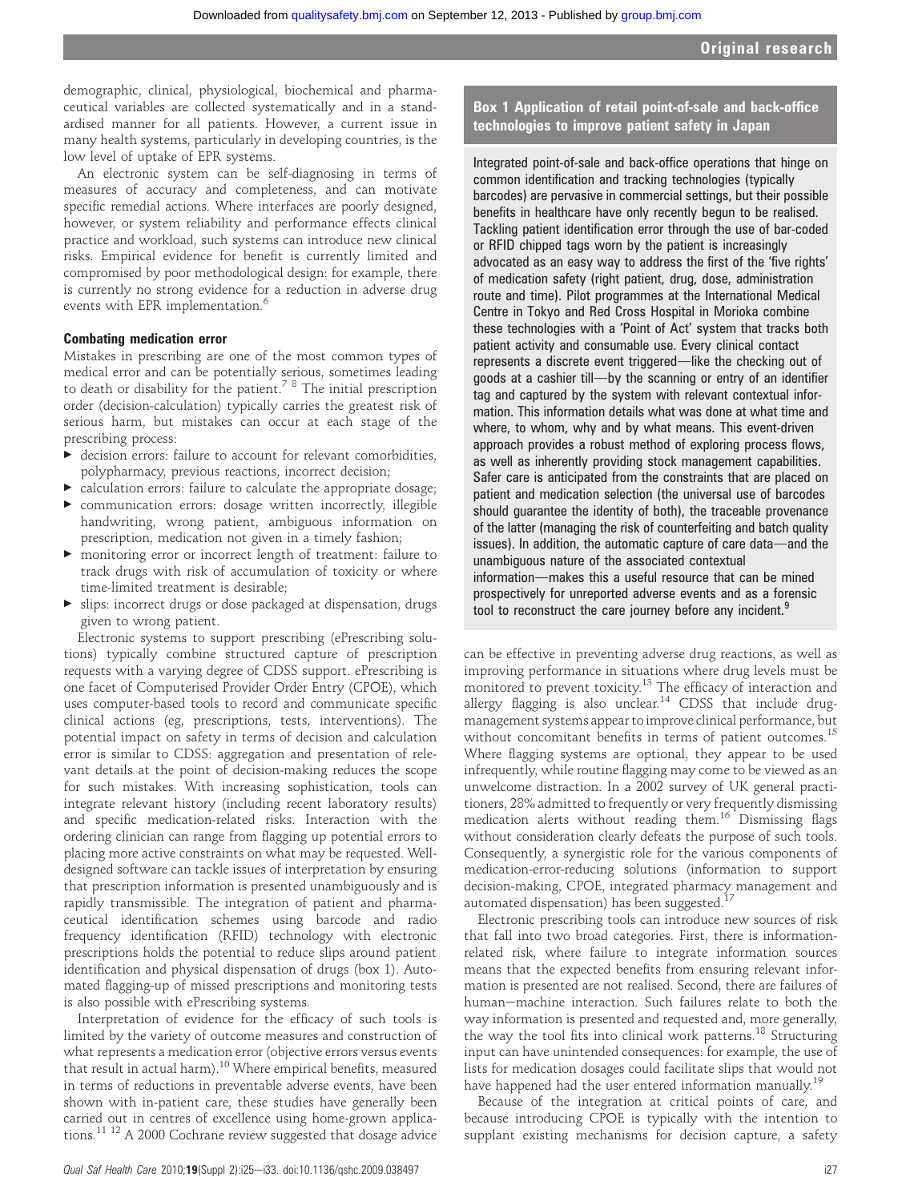demographic, clinical, physiological, biochemical and pharmaceutical variables are collected systematically and in a standardised manner for all patients. However, a current issue in many health systems, particularly in developing countries, is the low level of uptake of EPR systems.

An electronic system can be self-diagnosing in terms of measures of accuracy and completeness, and can motivate specific remedial actions. Where interfaces are poorly designed, however, or system reliability and performance effects clinical practice and workload, such systems can introduce new clinical risks. Empirical evidence for benefit is currently limited and compromised by poor methodological design: for example, there is currently no strong evidence for a reduction in adverse drug events with EPR implementation.[6]

### Combating medication error

Mistakes in prescribing are one of the most common types of medical error and can be potentially serious, sometimes leading to death or disability for the patient.[7,8] The initial prescription order (decision-calculation) typically carries the greatest risk of serious harm, but mistakes can occur at each stage of the prescribing process:

- decision errors: failure to account for relevant comorbidities, polypharmacy, previous reactions, incorrect decision;
- calculation errors: failure to calculate the appropriate dosage;
- communication errors: dosage written incorrectly, illegible handwriting, wrong patient, ambiguous information on prescription, medication not given in a timely fashion;
- monitoring error or incorrect length of treatment: failure to track drugs with risk of accumulation of toxicity or where time-limited treatment is desirable;
- slips: incorrect drugs or dose packaged at dispensation, drugs given to wrong patient.

Electronic systems to support prescribing (ePrescribing solutions) typically combine structured capture of prescription requests with a varying degree of CDSS support. ePrescribing is one facet of Computerised Provider Order Entry (CPOE), which uses computer-based tools to record and communicate specific clinical actions (eg, prescriptions, tests, interventions). The potential impact on safety in terms of decision and calculation error is similar to CDSS: aggregation and presentation of relevant details at the point of decision-making reduces the scope for such mistakes. With increasing sophistication, tools can integrate relevant history (including recent laboratory results) and specific medication-related risks. Interaction with the ordering clinician can range from flagging up potential errors to placing more active constraints on what may be requested. Well-designed software can tackle issues of interpretation by ensuring that prescription information is presented unambiguously and is rapidly transmissible. The integration of patient and pharmaceutical identification schemes using barcode and radio frequency identification (RFID) technology with electronic prescriptions holds the potential to reduce slips around patient identification and physical dispensation of drugs (box 1). Automated flagging-up of missed prescriptions and monitoring tests is also possible with ePrescribing systems.

> **Box 1 Application of retail point-of-sale and back-office technologies to improve patient safety in Japan**
>
> Integrated point-of-sale and back-office operations that hinge on common identification and tracking technologies (typically barcodes) are pervasive in commercial settings, but their possible benefits in healthcare have only recently begun to be realised. Tackling patient identification error through the use of bar-coded or RFID chipped tags worn by the patient is increasingly advocated as an easy way to address the first of the 'five rights' of medication safety (right patient, drug, dose, administration route and time). Pilot programmes at the International Medical Centre in Tokyo and Red Cross Hospital in Morioka combine these technologies with a 'Point of Act' system that tracks both patient activity and consumable use. Every clinical contact represents a discrete event triggered—like the checking out of goods at a cashier till—by the scanning or entry of an identifier tag and captured by the system with relevant contextual information. This information details what was done at what time and where, to whom, why and by what means. This event-driven approach provides a robust method of exploring process flows, as well as inherently providing stock management capabilities. Safer care is anticipated from the constraints that are placed on patient and medication selection (the universal use of barcodes should guarantee the identity of both), the traceable provenance of the latter (managing the risk of counterfeiting and batch quality issues). In addition, the automatic capture of care data—and the unambiguous nature of the associated contextual information—makes this a useful resource that can be mined prospectively for unreported adverse events and as a forensic tool to reconstruct the care journey before any incident.[9]

Interpretation of evidence for the efficacy of such tools is limited by the variety of outcome measures and construction of what represents a medication error (objective errors versus events that result in actual harm).[10] Where empirical benefits, measured in terms of reductions in preventable adverse events, have been shown with in-patient care, these studies have generally been carried out in centres of excellence using home-grown applications.[11,12] A 2000 Cochrane review suggested that dosage advice can be effective in preventing adverse drug reactions, as well as improving performance in situations where drug levels must be monitored to prevent toxicity.[13] The efficacy of interaction and allergy flagging is also unclear.[14] CDSS that include drug-management systems appear to improve clinical performance, but without concomitant benefits in terms of patient outcomes.[15] Where flagging systems are optional, they appear to be used infrequently, while routine flagging may come to be viewed as an unwelcome distraction. In a 2002 survey of UK general practitioners, 28% admitted to frequently or very frequently dismissing medication alerts without reading them.[16] Dismissing flags without consideration clearly defeats the purpose of such tools. Consequently, a synergistic role for the various components of medication-error-reducing solutions (information to support decision-making, CPOE, integrated pharmacy management and automated dispensation) has been suggested.[17]

Electronic prescribing tools can introduce new sources of risk that fall into two broad categories. First, there is information-related risk, where failure to integrate information sources means that the expected benefits from ensuring relevant information is presented are not realised. Second, there are failures of human−machine interaction. Such failures relate to both the way information is presented and requested and, more generally, the way the tool fits into clinical work patterns.[18] Structuring input can have unintended consequences: for example, the use of lists for medication dosages could facilitate slips that would not have happened had the user entered information manually.[19]

Because of the integration at critical points of care, and because introducing CPOE is typically with the intention to supplant existing mechanisms for decision capture, a safety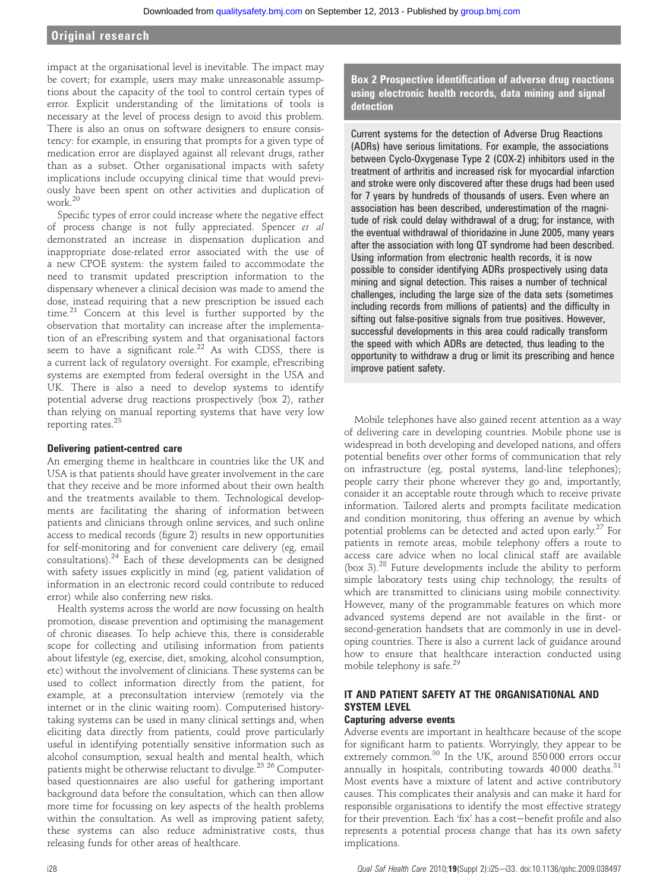impact at the organisational level is inevitable. The impact may be covert; for example, users may make unreasonable assumptions about the capacity of the tool to control certain types of error. Explicit understanding of the limitations of tools is necessary at the level of process design to avoid this problem. There is also an onus on software designers to ensure consistency: for example, in ensuring that prompts for a given type of medication error are displayed against all relevant drugs, rather than as a subset. Other organisational impacts with safety implications include occupying clinical time that would previously have been spent on other activities and duplication of work.[20]

Specific types of error could increase where the negative effect of process change is not fully appreciated. Spencer *et al* demonstrated an increase in dispensation duplication and inappropriate dose-related error associated with the use of a new CPOE system: the system failed to accommodate the need to transmit updated prescription information to the dispensary whenever a clinical decision was made to amend the dose, instead requiring that a new prescription be issued each time.[21] Concern at this level is further supported by the observation that mortality can increase after the implementation of an ePrescribing system and that organisational factors seem to have a significant role.[22] As with CDSS, there is a current lack of regulatory oversight. For example, ePrescribing systems are exempted from federal oversight in the USA and UK. There is also a need to develop systems to identify potential adverse drug reactions prospectively (box 2), rather than relying on manual reporting systems that have very low reporting rates.[23]

### Delivering patient-centred care

An emerging theme in healthcare in countries like the UK and USA is that patients should have greater involvement in the care that they receive and be more informed about their own health and the treatments available to them. Technological developments are facilitating the sharing of information between patients and clinicians through online services, and such online access to medical records (figure 2) results in new opportunities for self-monitoring and for convenient care delivery (eg, email consultations).[24] Each of these developments can be designed with safety issues explicitly in mind (eg, patient validation of information in an electronic record could contribute to reduced error) while also conferring new risks.

Health systems across the world are now focussing on health promotion, disease prevention and optimising the management of chronic diseases. To help achieve this, there is considerable scope for collecting and utilising information from patients about lifestyle (eg, exercise, diet, smoking, alcohol consumption, etc) without the involvement of clinicians. These systems can be used to collect information directly from the patient, for example, at a preconsultation interview (remotely via the internet or in the clinic waiting room). Computerised history-taking systems can be used in many clinical settings and, when eliciting data directly from patients, could prove particularly useful in identifying potentially sensitive information such as alcohol consumption, sexual health and mental health, which patients might be otherwise reluctant to divulge.[25 26] Computer-based questionnaires are also useful for gathering important background data before the consultation, which can then allow more time for focussing on key aspects of the health problems within the consultation. As well as improving patient safety, these systems can also reduce administrative costs, thus releasing funds for other areas of healthcare.

> **Box 2 Prospective identification of adverse drug reactions using electronic health records, data mining and signal detection**
>
> Current systems for the detection of Adverse Drug Reactions (ADRs) have serious limitations. For example, the associations between Cyclo-Oxygenase Type 2 (COX-2) inhibitors used in the treatment of arthritis and increased risk for myocardial infarction and stroke were only discovered after these drugs had been used for 7 years by hundreds of thousands of users. Even where an association has been described, underestimation of the magnitude of risk could delay withdrawal of a drug; for instance, with the eventual withdrawal of thioridazine in June 2005, many years after the association with long QT syndrome had been described. Using information from electronic health records, it is now possible to consider identifying ADRs prospectively using data mining and signal detection. This raises a number of technical challenges, including the large size of the data sets (sometimes including records from millions of patients) and the difficulty in sifting out false-positive signals from true positives. However, successful developments in this area could radically transform the speed with which ADRs are detected, thus leading to the opportunity to withdraw a drug or limit its prescribing and hence improve patient safety.

Mobile telephones have also gained recent attention as a way of delivering care in developing countries. Mobile phone use is widespread in both developing and developed nations, and offers potential benefits over other forms of communication that rely on infrastructure (eg, postal systems, land-line telephones); people carry their phone wherever they go and, importantly, consider it an acceptable route through which to receive private information. Tailored alerts and prompts facilitate medication and condition monitoring, thus offering an avenue by which potential problems can be detected and acted upon early.[27] For patients in remote areas, mobile telephony offers a route to access care advice when no local clinical staff are available (box 3).[28] Future developments include the ability to perform simple laboratory tests using chip technology, the results of which are transmitted to clinicians using mobile connectivity. However, many of the programmable features on which more advanced systems depend are not available in the first- or second-generation handsets that are commonly in use in developing countries. There is also a current lack of guidance around how to ensure that healthcare interaction conducted using mobile telephony is safe.[29]

## IT AND PATIENT SAFETY AT THE ORGANISATIONAL AND SYSTEM LEVEL

### Capturing adverse events

Adverse events are important in healthcare because of the scope for significant harm to patients. Worryingly, they appear to be extremely common.[30] In the UK, around 850 000 errors occur annually in hospitals, contributing towards 40 000 deaths.[31] Most events have a mixture of latent and active contributory causes. This complicates their analysis and can make it hard for responsible organisations to identify the most effective strategy for their prevention. Each 'fix' has a cost–benefit profile and also represents a potential process change that has its own safety implications.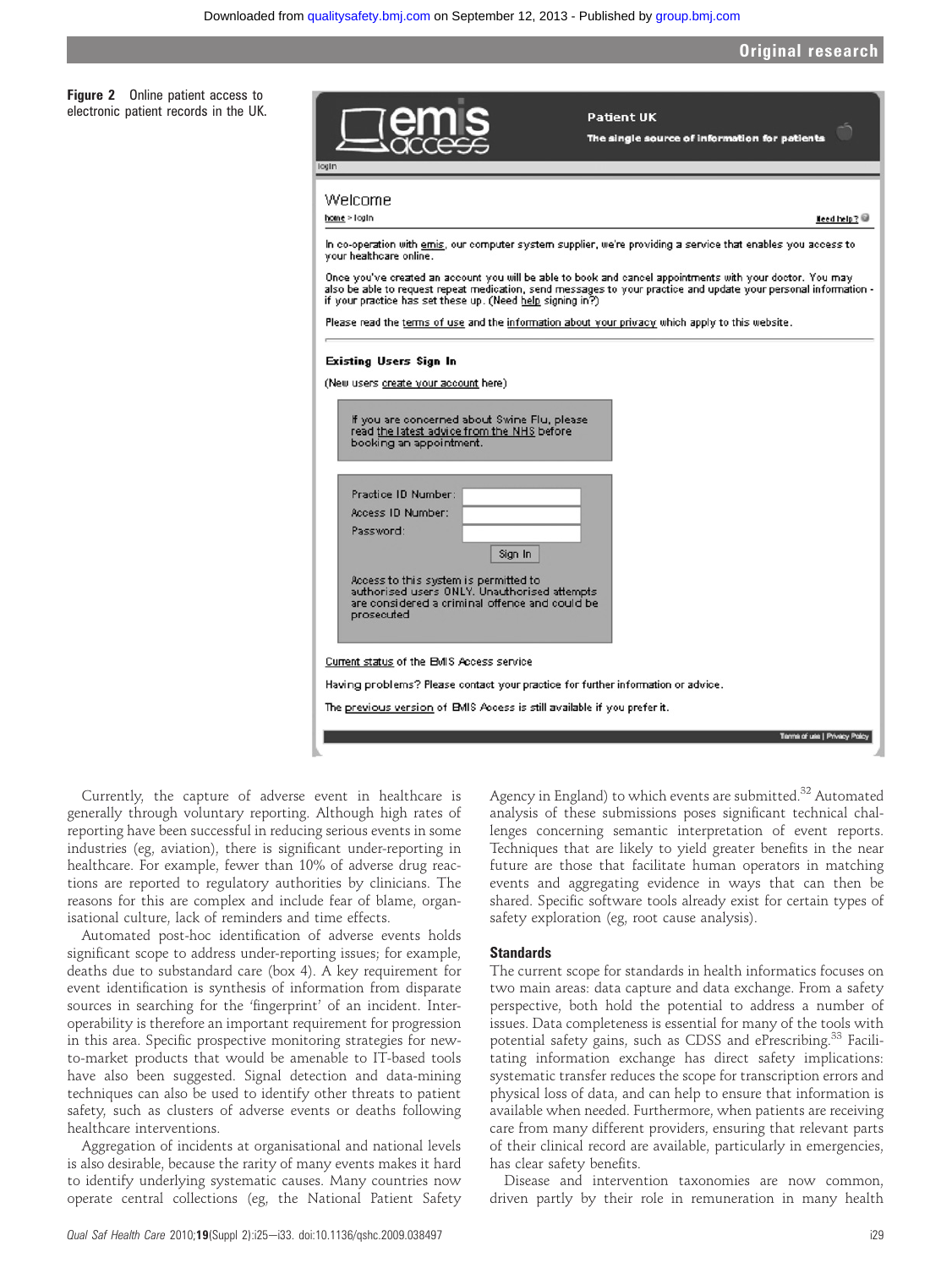Figure 2 Online patient access to electronic patient records in the UK.

Currently, the capture of adverse event in healthcare is generally through voluntary reporting. Although high rates of reporting have been successful in reducing serious events in some industries (eg, aviation), there is significant under-reporting in healthcare. For example, fewer than 10% of adverse drug reactions are reported to regulatory authorities by clinicians. The reasons for this are complex and include fear of blame, organisational culture, lack of reminders and time effects.

Automated post-hoc identification of adverse events holds significant scope to address under-reporting issues; for example, deaths due to substandard care (box 4). A key requirement for event identification is synthesis of information from disparate sources in searching for the 'fingerprint' of an incident. Interoperability is therefore an important requirement for progression in this area. Specific prospective monitoring strategies for new-to-market products that would be amenable to IT-based tools have also been suggested. Signal detection and data-mining techniques can also be used to identify other threats to patient safety, such as clusters of adverse events or deaths following healthcare interventions.

Aggregation of incidents at organisational and national levels is also desirable, because the rarity of many events makes it hard to identify underlying systematic causes. Many countries now operate central collections (eg, the National Patient Safety Agency in England) to which events are submitted.[32] Automated analysis of these submissions poses significant technical challenges concerning semantic interpretation of event reports. Techniques that are likely to yield greater benefits in the near future are those that facilitate human operators in matching events and aggregating evidence in ways that can then be shared. Specific software tools already exist for certain types of safety exploration (eg, root cause analysis).

## Standards

The current scope for standards in health informatics focuses on two main areas: data capture and data exchange. From a safety perspective, both hold the potential to address a number of issues. Data completeness is essential for many of the tools with potential safety gains, such as CDSS and ePrescribing.[33] Facilitating information exchange has direct safety implications: systematic transfer reduces the scope for transcription errors and physical loss of data, and can help to ensure that information is available when needed. Furthermore, when patients are receiving care from many different providers, ensuring that relevant parts of their clinical record are available, particularly in emergencies, has clear safety benefits.

Disease and intervention taxonomies are now common, driven partly by their role in remuneration in many health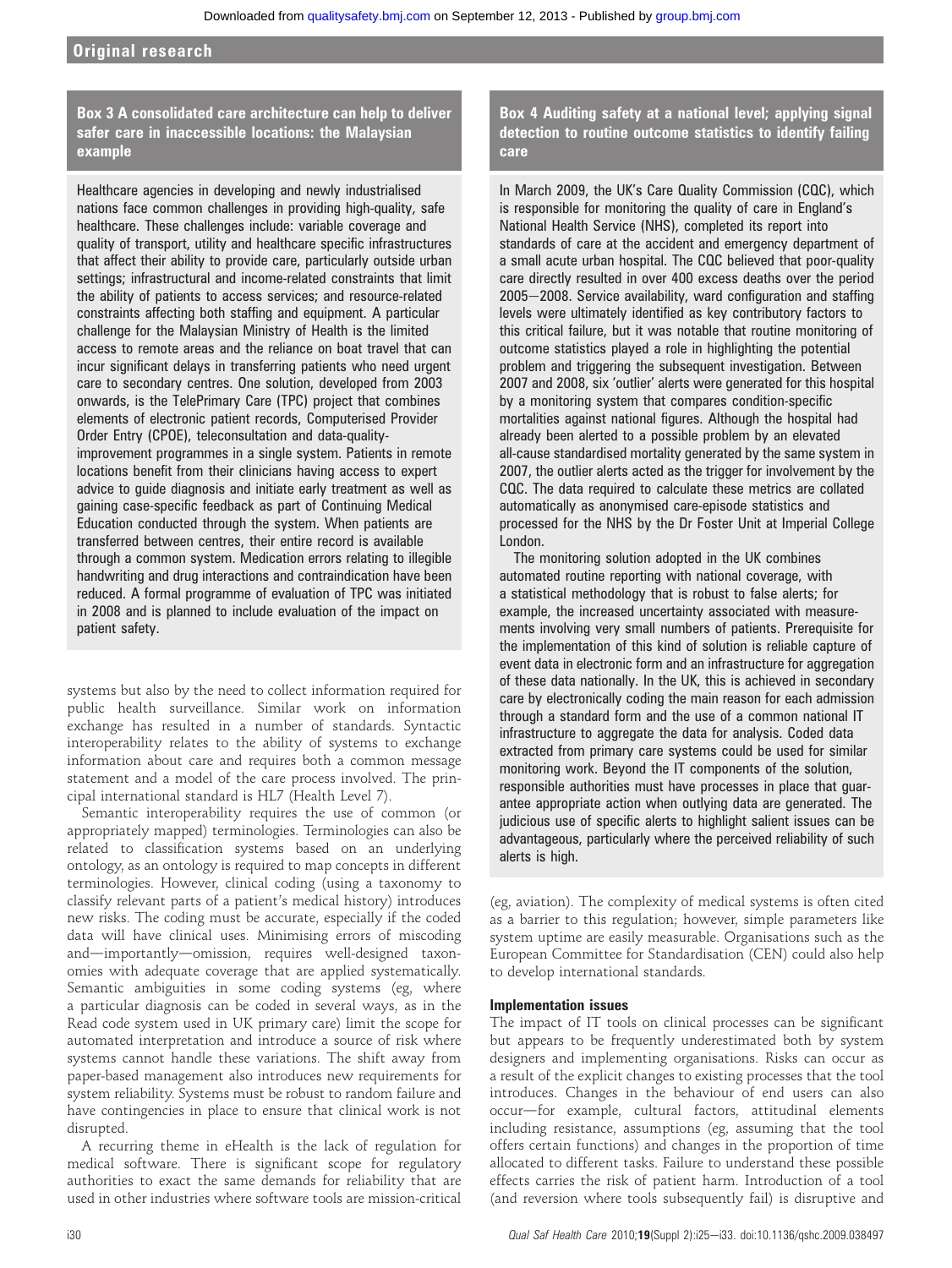**Box 3 A consolidated care architecture can help to deliver safer care in inaccessible locations: the Malaysian example**

Healthcare agencies in developing and newly industrialised nations face common challenges in providing high-quality, safe healthcare. These challenges include: variable coverage and quality of transport, utility and healthcare specific infrastructures that affect their ability to provide care, particularly outside urban settings; infrastructural and income-related constraints that limit the ability of patients to access services; and resource-related constraints affecting both staffing and equipment. A particular challenge for the Malaysian Ministry of Health is the limited access to remote areas and the reliance on boat travel that can incur significant delays in transferring patients who need urgent care to secondary centres. One solution, developed from 2003 onwards, is the TelePrimary Care (TPC) project that combines elements of electronic patient records, Computerised Provider Order Entry (CPOE), teleconsultation and data-quality-improvement programmes in a single system. Patients in remote locations benefit from their clinicians having access to expert advice to guide diagnosis and initiate early treatment as well as gaining case-specific feedback as part of Continuing Medical Education conducted through the system. When patients are transferred between centres, their entire record is available through a common system. Medication errors relating to illegible handwriting and drug interactions and contraindication have been reduced. A formal programme of evaluation of TPC was initiated in 2008 and is planned to include evaluation of the impact on patient safety.

systems but also by the need to collect information required for public health surveillance. Similar work on information exchange has resulted in a number of standards. Syntactic interoperability relates to the ability of systems to exchange information about care and requires both a common message statement and a model of the care process involved. The principal international standard is HL7 (Health Level 7).

Semantic interoperability requires the use of common (or appropriately mapped) terminologies. Terminologies can also be related to classification systems based on an underlying ontology, as an ontology is required to map concepts in different terminologies. However, clinical coding (using a taxonomy to classify relevant parts of a patient's medical history) introduces new risks. The coding must be accurate, especially if the coded data will have clinical uses. Minimising errors of miscoding and—importantly—omission, requires well-designed taxonomies with adequate coverage that are applied systematically. Semantic ambiguities in some coding systems (eg, where a particular diagnosis can be coded in several ways, as in the Read code system used in UK primary care) limit the scope for automated interpretation and introduce a source of risk where systems cannot handle these variations. The shift away from paper-based management also introduces new requirements for system reliability. Systems must be robust to random failure and have contingencies in place to ensure that clinical work is not disrupted.

A recurring theme in eHealth is the lack of regulation for medical software. There is significant scope for regulatory authorities to exact the same demands for reliability that are used in other industries where software tools are mission-critical (eg, aviation). The complexity of medical systems is often cited as a barrier to this regulation; however, simple parameters like system uptime are easily measurable. Organisations such as the European Committee for Standardisation (CEN) could also help to develop international standards.

**Box 4 Auditing safety at a national level; applying signal detection to routine outcome statistics to identify failing care**

In March 2009, the UK's Care Quality Commission (CQC), which is responsible for monitoring the quality of care in England's National Health Service (NHS), completed its report into standards of care at the accident and emergency department of a small acute urban hospital. The CQC believed that poor-quality care directly resulted in over 400 excess deaths over the period 2005—2008. Service availability, ward configuration and staffing levels were ultimately identified as key contributory factors to this critical failure, but it was notable that routine monitoring of outcome statistics played a role in highlighting the potential problem and triggering the subsequent investigation. Between 2007 and 2008, six 'outlier' alerts were generated for this hospital by a monitoring system that compares condition-specific mortalities against national figures. Although the hospital had already been alerted to a possible problem by an elevated all-cause standardised mortality generated by the same system in 2007, the outlier alerts acted as the trigger for involvement by the CQC. The data required to calculate these metrics are collated automatically as anonymised care-episode statistics and processed for the NHS by the Dr Foster Unit at Imperial College London.

The monitoring solution adopted in the UK combines automated routine reporting with national coverage, with a statistical methodology that is robust to false alerts; for example, the increased uncertainty associated with measurements involving very small numbers of patients. Prerequisite for the implementation of this kind of solution is reliable capture of event data in electronic form and an infrastructure for aggregation of these data nationally. In the UK, this is achieved in secondary care by electronically coding the main reason for each admission through a standard form and the use of a common national IT infrastructure to aggregate the data for analysis. Coded data extracted from primary care systems could be used for similar monitoring work. Beyond the IT components of the solution, responsible authorities must have processes in place that guarantee appropriate action when outlying data are generated. The judicious use of specific alerts to highlight salient issues can be advantageous, particularly where the perceived reliability of such alerts is high.

### Implementation issues

The impact of IT tools on clinical processes can be significant but appears to be frequently underestimated both by system designers and implementing organisations. Risks can occur as a result of the explicit changes to existing processes that the tool introduces. Changes in the behaviour of end users can also occur—for example, cultural factors, attitudinal elements including resistance, assumptions (eg, assuming that the tool offers certain functions) and changes in the proportion of time allocated to different tasks. Failure to understand these possible effects carries the risk of patient harm. Introduction of a tool (and reversion where tools subsequently fail) is disruptive and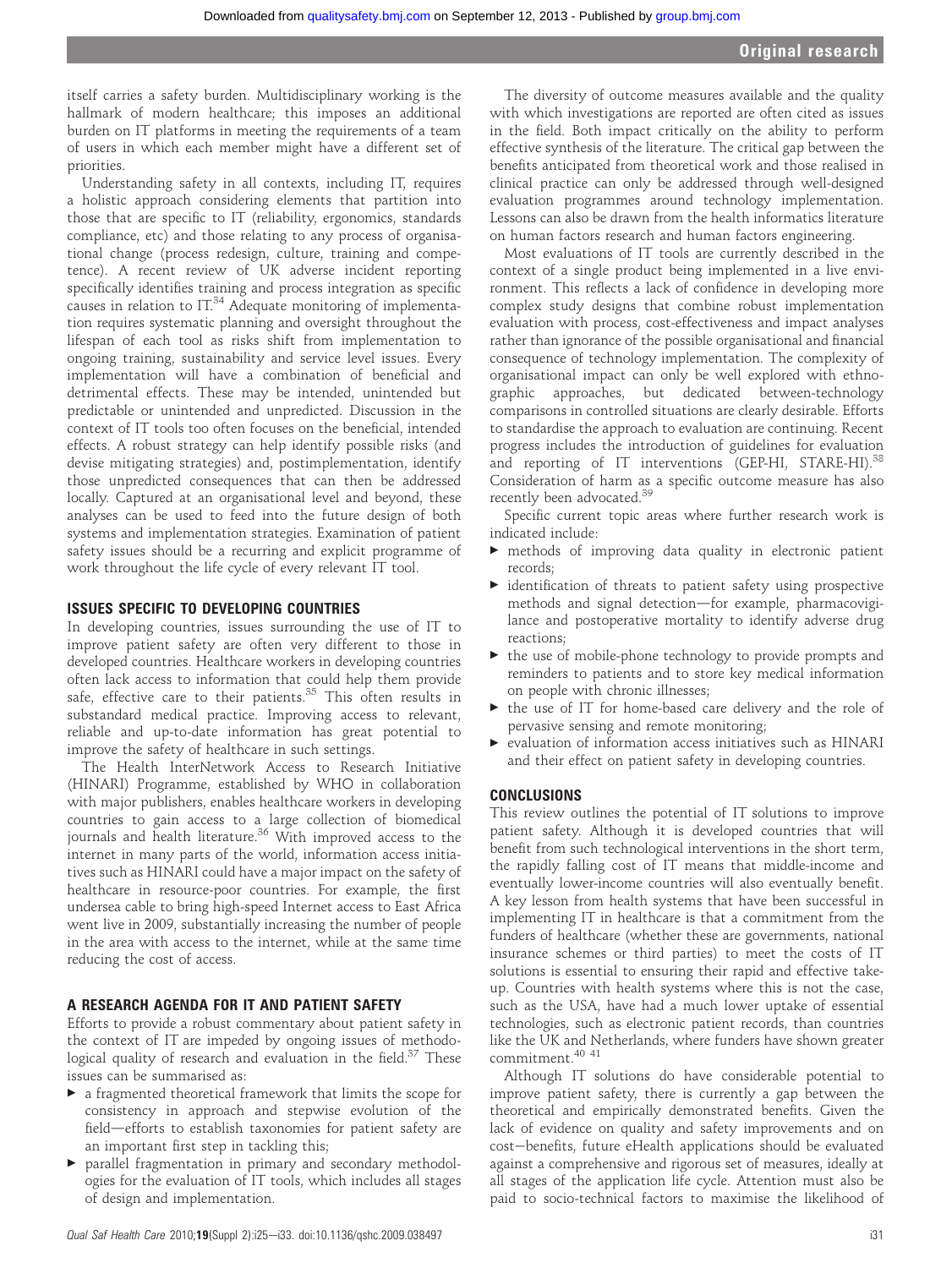itself carries a safety burden. Multidisciplinary working is the hallmark of modern healthcare; this imposes an additional burden on IT platforms in meeting the requirements of a team of users in which each member might have a different set of priorities.

Understanding safety in all contexts, including IT, requires a holistic approach considering elements that partition into those that are specific to IT (reliability, ergonomics, standards compliance, etc) and those relating to any process of organisational change (process redesign, culture, training and competence). A recent review of UK adverse incident reporting specifically identifies training and process integration as specific causes in relation to IT.[34] Adequate monitoring of implementation requires systematic planning and oversight throughout the lifespan of each tool as risks shift from implementation to ongoing training, sustainability and service level issues. Every implementation will have a combination of beneficial and detrimental effects. These may be intended, unintended but predictable or unintended and unpredicted. Discussion in the context of IT tools too often focuses on the beneficial, intended effects. A robust strategy can help identify possible risks (and devise mitigating strategies) and, postimplementation, identify those unpredicted consequences that can then be addressed locally. Captured at an organisational level and beyond, these analyses can be used to feed into the future design of both systems and implementation strategies. Examination of patient safety issues should be a recurring and explicit programme of work throughout the life cycle of every relevant IT tool.

## ISSUES SPECIFIC TO DEVELOPING COUNTRIES

In developing countries, issues surrounding the use of IT to improve patient safety are often very different to those in developed countries. Healthcare workers in developing countries often lack access to information that could help them provide safe, effective care to their patients.[35] This often results in substandard medical practice. Improving access to relevant, reliable and up-to-date information has great potential to improve the safety of healthcare in such settings.

The Health InterNetwork Access to Research Initiative (HINARI) Programme, established by WHO in collaboration with major publishers, enables healthcare workers in developing countries to gain access to a large collection of biomedical journals and health literature.[36] With improved access to the internet in many parts of the world, information access initiatives such as HINARI could have a major impact on the safety of healthcare in resource-poor countries. For example, the first undersea cable to bring high-speed Internet access to East Africa went live in 2009, substantially increasing the number of people in the area with access to the internet, while at the same time reducing the cost of access.

## A RESEARCH AGENDA FOR IT AND PATIENT SAFETY

Efforts to provide a robust commentary about patient safety in the context of IT are impeded by ongoing issues of methodological quality of research and evaluation in the field.[37] These issues can be summarised as:

- a fragmented theoretical framework that limits the scope for consistency in approach and stepwise evolution of the field—efforts to establish taxonomies for patient safety are an important first step in tackling this;
- parallel fragmentation in primary and secondary methodologies for the evaluation of IT tools, which includes all stages of design and implementation.

The diversity of outcome measures available and the quality with which investigations are reported are often cited as issues in the field. Both impact critically on the ability to perform effective synthesis of the literature. The critical gap between the benefits anticipated from theoretical work and those realised in clinical practice can only be addressed through well-designed evaluation programmes around technology implementation. Lessons can also be drawn from the health informatics literature on human factors research and human factors engineering.

Most evaluations of IT tools are currently described in the context of a single product being implemented in a live environment. This reflects a lack of confidence in developing more complex study designs that combine robust implementation evaluation with process, cost-effectiveness and impact analyses rather than ignorance of the possible organisational and financial consequence of technology implementation. The complexity of organisational impact can only be well explored with ethnographic approaches, but dedicated between-technology comparisons in controlled situations are clearly desirable. Efforts to standardise the approach to evaluation are continuing. Recent progress includes the introduction of guidelines for evaluation and reporting of IT interventions (GEP-HI, STARE-HI).[38] Consideration of harm as a specific outcome measure has also recently been advocated.[39]

Specific current topic areas where further research work is indicated include:

- methods of improving data quality in electronic patient records;
- identification of threats to patient safety using prospective methods and signal detection—for example, pharmacovigilance and postoperative mortality to identify adverse drug reactions;
- the use of mobile-phone technology to provide prompts and reminders to patients and to store key medical information on people with chronic illnesses;
- the use of IT for home-based care delivery and the role of pervasive sensing and remote monitoring;
- evaluation of information access initiatives such as HINARI and their effect on patient safety in developing countries.

## CONCLUSIONS

This review outlines the potential of IT solutions to improve patient safety. Although it is developed countries that will benefit from such technological interventions in the short term, the rapidly falling cost of IT means that middle-income and eventually lower-income countries will also eventually benefit. A key lesson from health systems that have been successful in implementing IT in healthcare is that a commitment from the funders of healthcare (whether these are governments, national insurance schemes or third parties) to meet the costs of IT solutions is essential to ensuring their rapid and effective take-up. Countries with health systems where this is not the case, such as the USA, have had a much lower uptake of essential technologies, such as electronic patient records, than countries like the UK and Netherlands, where funders have shown greater commitment.[40 41]

Although IT solutions do have considerable potential to improve patient safety, there is currently a gap between the theoretical and empirically demonstrated benefits. Given the lack of evidence on quality and safety improvements and on cost–benefits, future eHealth applications should be evaluated against a comprehensive and rigorous set of measures, ideally at all stages of the application life cycle. Attention must also be paid to socio-technical factors to maximise the likelihood of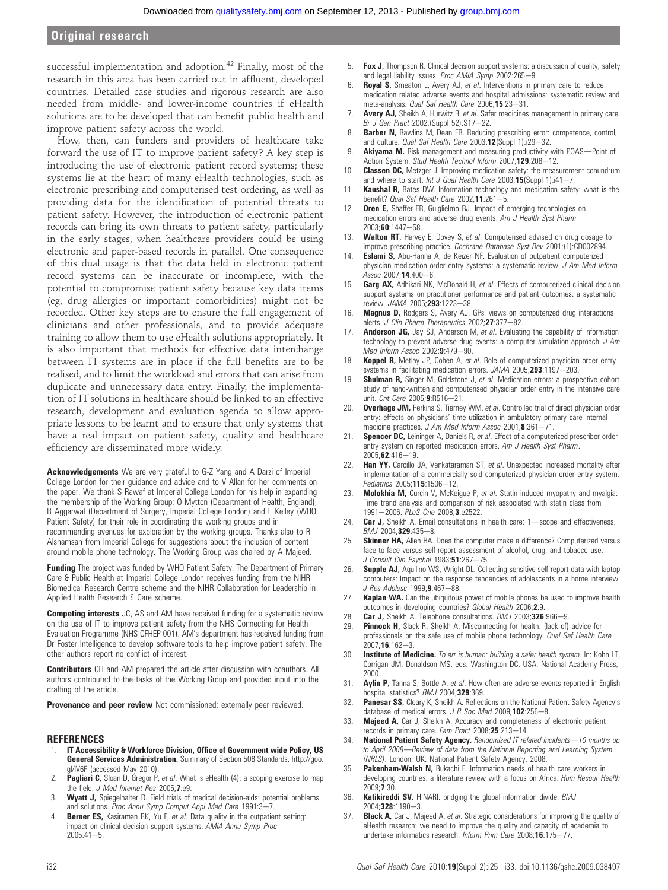successful implementation and adoption.[42] Finally, most of the research in this area has been carried out in affluent, developed countries. Detailed case studies and rigorous research are also needed from middle- and lower-income countries if eHealth solutions are to be developed that can benefit public health and improve patient safety across the world.

How, then, can funders and providers of healthcare take forward the use of IT to improve patient safety? A key step is introducing the use of electronic patient record systems; these systems lie at the heart of many eHealth technologies, such as electronic prescribing and computerised test ordering, as well as providing data for the identification of potential threats to patient safety. However, the introduction of electronic patient records can bring its own threats to patient safety, particularly in the early stages, when healthcare providers could be using electronic and paper-based records in parallel. One consequence of this dual usage is that the data held in electronic patient record systems can be inaccurate or incomplete, with the potential to compromise patient safety because key data items (eg, drug allergies or important comorbidities) might not be recorded. Other key steps are to ensure the full engagement of clinicians and other professionals, and to provide adequate training to allow them to use eHealth solutions appropriately. It is also important that methods for effective data interchange between IT systems are in place if the full benefits are to be realised, and to limit the workload and errors that can arise from duplicate and unnecessary data entry. Finally, the implementation of IT solutions in healthcare should be linked to an effective research, development and evaluation agenda to allow appropriate lessons to be learnt and to ensure that only systems that have a real impact on patient safety, quality and healthcare efficiency are disseminated more widely.

**Acknowledgements** We are very grateful to G-Z Yang and A Darzi of Imperial College London for their guidance and advice and to V Allan for her comments on the paper. We thank S Rawaf at Imperial College London for his help in expanding the membership of the Working Group; O Mytton (Department of Health, England), R Aggarwal (Department of Surgery, Imperial College London) and E Kelley (WHO Patient Safety) for their role in coordinating the working groups and in recommending avenues for exploration by the working groups. Thanks also to R Alshamsan from Imperial College for suggestions about the inclusion of content around mobile phone technology. The Working Group was chaired by A Majeed.

**Funding** The project was funded by WHO Patient Safety. The Department of Primary Care & Public Health at Imperial College London receives funding from the NIHR Biomedical Research Centre scheme and the NIHR Collaboration for Leadership in Applied Health Research & Care scheme.

**Competing interests** JC, AS and AM have received funding for a systematic review on the use of IT to improve patient safety from the NHS Connecting for Health Evaluation Programme (NHS CFHEP 001). AM's department has received funding from Dr Foster Intelligence to develop software tools to help improve patient safety. The other authors report no conflict of interest.

**Contributors** CH and AM prepared the article after discussion with coauthors. All authors contributed to the tasks of the Working Group and provided input into the drafting of the article.

**Provenance and peer review** Not commissioned; externally peer reviewed.

## REFERENCES

1. **IT Accessibility & Workforce Division, Office of Government wide Policy, US General Services Administration.** Summary of Section 508 Standards. http://goo.gl/lV6F (accessed May 2010).
2. **Pagliari C,** Sloan D, Gregor P, *et al*. What is eHealth (4): a scoping exercise to map the field. *J Med Internet Res* 2005;**7**:e9.
3. **Wyatt J,** Spiegelhalter D. Field trials of medical decision-aids: potential problems and solutions. *Proc Annu Symp Comput Appl Med Care* 1991:3—7.
4. **Berner ES,** Kasiraman RK, Yu F, *et al*. Data quality in the outpatient setting: impact on clinical decision support systems. *AMIA Annu Symp Proc* 2005:41—5.
5. **Fox J,** Thompson R. Clinical decision support systems: a discussion of quality, safety and legal liability issues. *Proc AMIA Symp* 2002:265—9.
6. **Royal S,** Smeaton L, Avery AJ, *et al*. Interventions in primary care to reduce medication related adverse events and hospital admissions: systematic review and meta-analysis. *Qual Saf Health Care* 2006;**15**:23—31.
7. **Avery AJ,** Sheikh A, Hurwitz B, *et al*. Safer medicines management in primary care. *Br J Gen Pract* 2002;(Suppl 52):S17—22.
8. **Barber N,** Rawlins M, Dean FB. Reducing prescribing error: competence, control, and culture. *Qual Saf Health Care* 2003:**12**(Suppl 1):i29—32.
9. **Akiyama M.** Risk management and measuring productivity with POAS—Point of Action System. *Stud Health Technol Inform* 2007;**129**:208—12.
10. **Classen DC,** Metzger J. Improving medication safety: the measurement conundrum and where to start. *Int J Qual Health Care* 2003;**15**(Suppl 1):i41—7.
11. **Kaushal R,** Bates DW. Information technology and medication safety: what is the benefit? *Qual Saf Health Care* 2002;**11**:261—5.
12. **Oren E,** Shaffer ER, Guiglielmo BJ. Impact of emerging technologies on medication errors and adverse drug events. *Am J Health Syst Pharm* 2003;**60**:1447—58.
13. **Walton RT,** Harvey E, Dovey S, *et al*. Computerised advice on drug dosage to improve prescribing practice. *Cochrane Database Syst Rev* 2001;(1):CD002894.
14. **Eslami S,** Abu-Hanna A, de Keizer NF. Evaluation of outpatient computerized physician medication order entry systems: a systematic review. *J Am Med Inform Assoc* 2007;**14**:400—6.
15. **Garg AX,** Adhikari NK, McDonald H, *et al*. Effects of computerized clinical decision support systems on practitioner performance and patient outcomes: a systematic review. *JAMA* 2005;**293**:1223—38.
16. **Magnus D,** Rodgers S, Avery AJ. GPs' views on computerized drug interactions alerts. *J Clin Pharm Therapeutics* 2002;**27**:377—82.
17. **Anderson JG,** Jay SJ, Anderson M, *et al*. Evaluating the capability of information technology to prevent adverse drug events: a computer simulation approach. *J Am Med Inform Assoc* 2002;**9**:479—90.
18. **Koppel R,** Metlay JP, Cohen A, *et al*. Role of computerized physician order entry systems in facilitating medication errors. *JAMA* 2005;**293**:1197—203.
19. **Shulman R,** Singer M, Goldstone J, *et al*. Medication errors: a prospective cohort study of hand-written and computerised physician order entry in the intensive care unit. *Crit Care* 2005;**9**:R516—21.
20. **Overhage JM,** Perkins S, Tierney WM, *et al*. Controlled trial of direct physician order entry: effects on physicians' time utilization in ambulatory primary care internal medicine practices. *J Am Med Inform Assoc* 2001;**8**:361—71.
21. **Spencer DC,** Leininger A, Daniels R, *et al*. Effect of a computerized prescriber-order-entry system on reported medication errors. *Am J Health Syst Pharm*. 2005;**62**:416—19.
22. **Han YY,** Carcillo JA, Venkataraman ST, *et al*. Unexpected increased mortality after implementation of a commercially sold computerized physician order entry system. *Pediatrics* 2005;**115**:1506—12.
23. **Molokhia M,** Curcin V, McKeigue P, *et al*. Statin induced myopathy and myalgia: Time trend analysis and comparison of risk associated with statin class from 1991—2006. *PLoS One* 2008;**3**:e2522.
24. **Car J,** Sheikh A. Email consultations in health care: 1—scope and effectiveness. *BMJ* 2004;**329**:435—8.
25. **Skinner HA,** Allen BA. Does the computer make a difference? Computerized versus face-to-face versus self-report assessment of alcohol, drug, and tobacco use. *J Consult Clin Psychol* 1983;**51**:267—75.
26. **Supple AJ,** Aquilino WS, Wright DL. Collecting sensitive self-report data with laptop computers: Impact on the response tendencies of adolescents in a home interview. *J Res Adolesc* 1999;**9**:467—88.
27. **Kaplan WA.** Can the ubiquitous power of mobile phones be used to improve health outcomes in developing countries? *Global Health* 2006;**2**:9.
28. **Car J,** Sheikh A. Telephone consultations. *BMJ* 2003;**326**:966—9.
29. **Pinnock H,** Slack R, Sheikh A. Misconnecting for health: (lack of) advice for professionals on the safe use of mobile phone technology. *Qual Saf Health Care* 2007;**16**:162—3.
30. **Institute of Medicine.** *To err is human: building a safer health system*. In: Kohn LT, Corrigan JM, Donaldson MS, eds. Washington DC, USA: National Academy Press, 2000.
31. **Aylin P,** Tanna S, Bottle A, *et al*. How often are adverse events reported in English hospital statistics? *BMJ* 2004;**329**:369.
32. **Panesar SS,** Cleary K, Sheikh A. Reflections on the National Patient Safety Agency's database of medical errors. *J R Soc Med* 2009;**102**:256—8.
33. **Majeed A,** Car J, Sheikh A. Accuracy and completeness of electronic patient records in primary care. *Fam Pract* 2008;**25**:213—14.
34. **National Patient Safety Agency.** *Randomised IT related incidents—10 months up to April 2008—Review of data from the National Reporting and Learning System (NRLS)*. London, UK: National Patient Safety Agency, 2008.
35. **Pakenham-Walsh N,** Bukachi F. Information needs of health care workers in developing countries: a literature review with a focus on Africa. *Hum Resour Health* 2009;**7**:30.
36. **Katikireddi SV.** HINARI: bridging the global information divide. *BMJ* 2004;**328**:1190—3.
37. **Black A,** Car J, Majeed A, *et al*. Strategic considerations for improving the quality of eHealth research: we need to improve the quality and capacity of academia to undertake informatics research. *Inform Prim Care* 2008;**16**:175—77.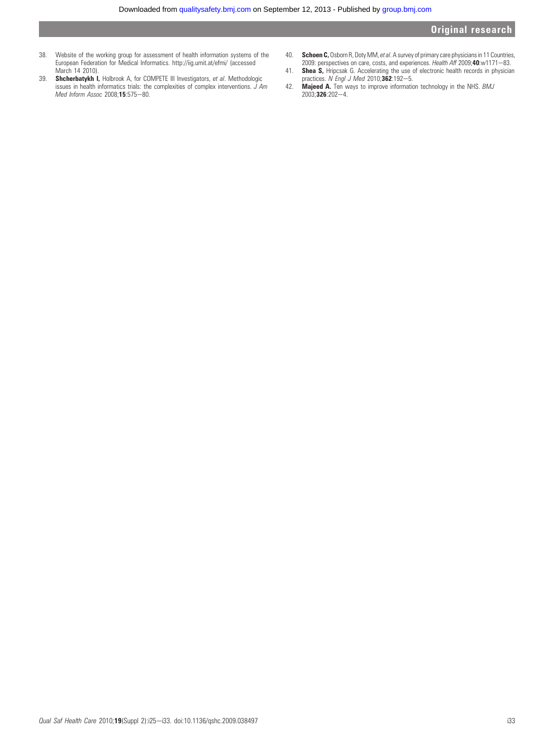38. Website of the working group for assessment of health information systems of the European Federation for Medical Informatics. http://iig.umit.at/efmi/ (accessed March 14 2010).
39. **Shcherbatykh I,** Holbrook A, for COMPETE III Investigators, *et al*. Methodologic issues in health informatics trials: the complexities of complex interventions. *J Am Med Inform Assoc* 2008;**15**:575—80.
40. **Schoen C,** Osborn R, Doty MM, *et al*. A survey of primary care physicians in 11 Countries, 2009: perspectives on care, costs, and experiences. *Health Aff* 2009;**40**:w1171—83.
41. **Shea S,** Hripcsak G. Accelerating the use of electronic health records in physician practices. *N Engl J Med* 2010;**362**:192—5.
42. **Majeed A.** Ten ways to improve information technology in the NHS. *BMJ* 2003;**326**:202—4.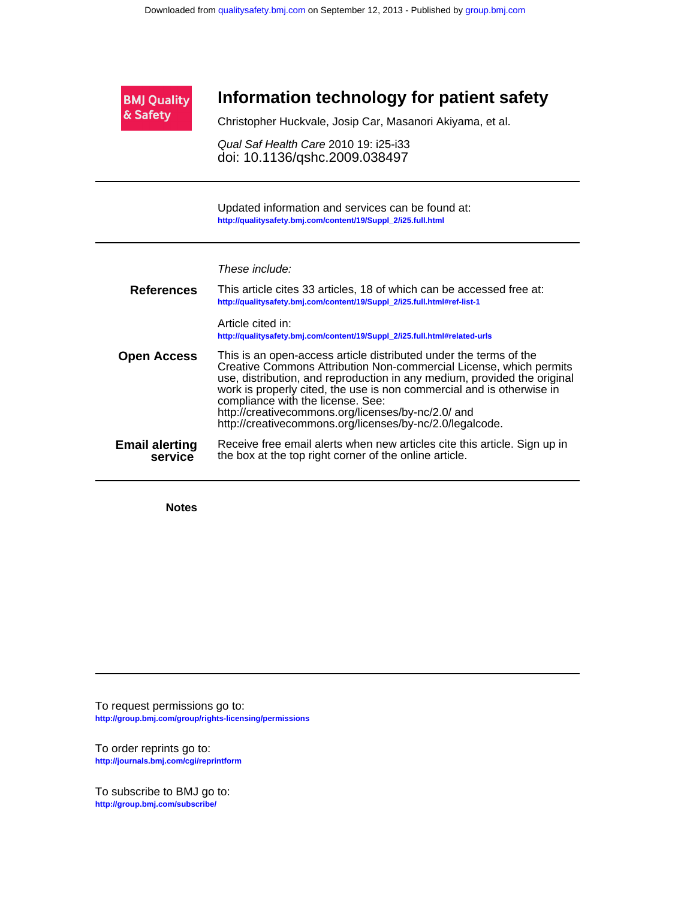Downloaded from qualitysafety.bmj.com on September 12, 2013 - Published by group.bmj.com

BMJ Quality & Safety

# Information technology for patient safety

Christopher Huckvale, Josip Car, Masanori Akiyama, et al.

*Qual Saf Health Care* 2010 19: i25-i33
doi: 10.1136/qshc.2009.038497

Updated information and services can be found at:
http://qualitysafety.bmj.com/content/19/Suppl_2/i25.full.html

*These include:*

**References**

This article cites 33 articles, 18 of which can be accessed free at:
http://qualitysafety.bmj.com/content/19/Suppl_2/i25.full.html#ref-list-1

Article cited in:
http://qualitysafety.bmj.com/content/19/Suppl_2/i25.full.html#related-urls

**Open Access**

This is an open-access article distributed under the terms of the Creative Commons Attribution Non-commercial License, which permits use, distribution, and reproduction in any medium, provided the original work is properly cited, the use is non commercial and is otherwise in compliance with the license. See: http://creativecommons.org/licenses/by-nc/2.0/ and http://creativecommons.org/licenses/by-nc/2.0/legalcode.

**Email alerting service**

Receive free email alerts when new articles cite this article. Sign up in the box at the top right corner of the online article.

**Notes**

To request permissions go to:
http://group.bmj.com/group/rights-licensing/permissions

To order reprints go to:
http://journals.bmj.com/cgi/reprintform

To subscribe to BMJ go to:
http://group.bmj.com/subscribe/